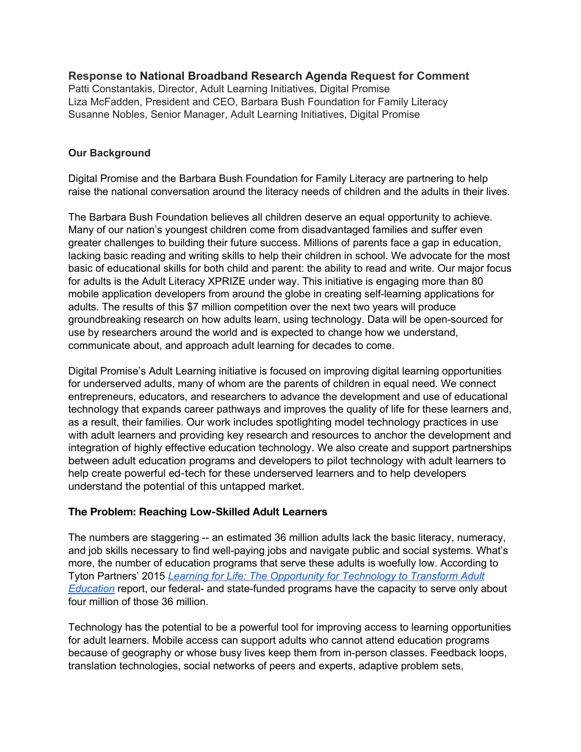## Response to National Broadband Research Agenda Request for Comment

Patti Constantakis, Director, Adult Learning Initiatives, Digital Promise
Liza McFadden, President and CEO, Barbara Bush Foundation for Family Literacy
Susanne Nobles, Senior Manager, Adult Learning Initiatives, Digital Promise

### Our Background

Digital Promise and the Barbara Bush Foundation for Family Literacy are partnering to help raise the national conversation around the literacy needs of children and the adults in their lives.

The Barbara Bush Foundation believes all children deserve an equal opportunity to achieve. Many of our nation's youngest children come from disadvantaged families and suffer even greater challenges to building their future success. Millions of parents face a gap in education, lacking basic reading and writing skills to help their children in school. We advocate for the most basic of educational skills for both child and parent: the ability to read and write. Our major focus for adults is the Adult Literacy XPRIZE under way. This initiative is engaging more than 80 mobile application developers from around the globe in creating self-learning applications for adults. The results of this $7 million competition over the next two years will produce groundbreaking research on how adults learn, using technology. Data will be open-sourced for use by researchers around the world and is expected to change how we understand, communicate about, and approach adult learning for decades to come.

Digital Promise's Adult Learning initiative is focused on improving digital learning opportunities for underserved adults, many of whom are the parents of children in equal need. We connect entrepreneurs, educators, and researchers to advance the development and use of educational technology that expands career pathways and improves the quality of life for these learners and, as a result, their families. Our work includes spotlighting model technology practices in use with adult learners and providing key research and resources to anchor the development and integration of highly effective education technology. We also create and support partnerships between adult education programs and developers to pilot technology with adult learners to help create powerful ed-tech for these underserved learners and to help developers understand the potential of this untapped market.

### The Problem: Reaching Low-Skilled Adult Learners

The numbers are staggering -- an estimated 36 million adults lack the basic literacy, numeracy, and job skills necessary to find well-paying jobs and navigate public and social systems. What's more, the number of education programs that serve these adults is woefully low. According to Tyton Partners' 2015 *Learning for Life: The Opportunity for Technology to Transform Adult Education* report, our federal- and state-funded programs have the capacity to serve only about four million of those 36 million.

Technology has the potential to be a powerful tool for improving access to learning opportunities for adult learners. Mobile access can support adults who cannot attend education programs because of geography or whose busy lives keep them from in-person classes. Feedback loops, translation technologies, social networks of peers and experts, adaptive problem sets,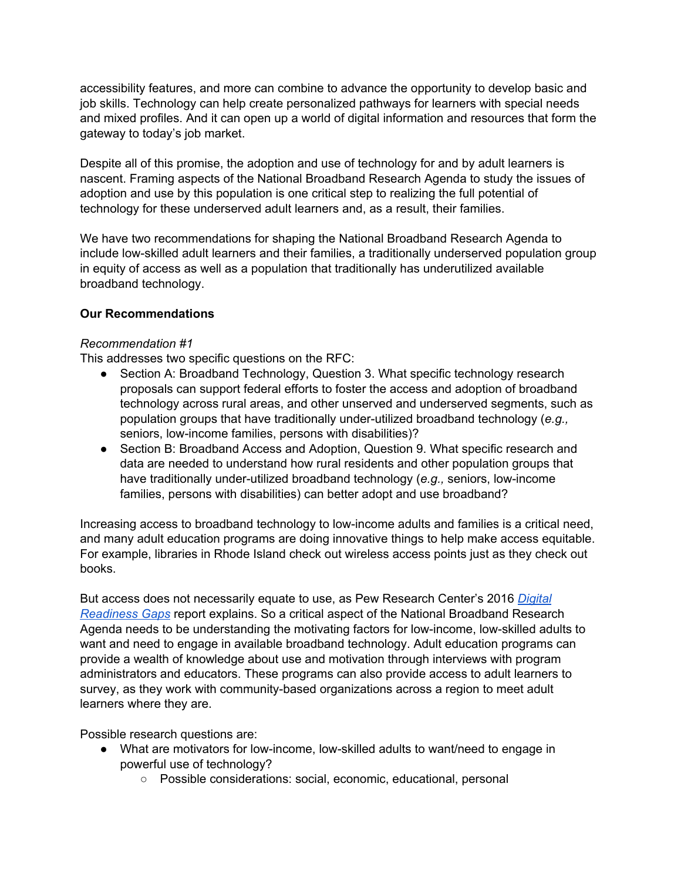accessibility features, and more can combine to advance the opportunity to develop basic and job skills. Technology can help create personalized pathways for learners with special needs and mixed profiles. And it can open up a world of digital information and resources that form the gateway to today's job market.

Despite all of this promise, the adoption and use of technology for and by adult learners is nascent. Framing aspects of the National Broadband Research Agenda to study the issues of adoption and use by this population is one critical step to realizing the full potential of technology for these underserved adult learners and, as a result, their families.

We have two recommendations for shaping the National Broadband Research Agenda to include low-skilled adult learners and their families, a traditionally underserved population group in equity of access as well as a population that traditionally has underutilized available broadband technology.

**Our Recommendations**

*Recommendation #1*

This addresses two specific questions on the RFC:

- Section A: Broadband Technology, Question 3. What specific technology research proposals can support federal efforts to foster the access and adoption of broadband technology across rural areas, and other unserved and underserved segments, such as population groups that have traditionally under-utilized broadband technology (*e.g.,* seniors, low-income families, persons with disabilities)?
- Section B: Broadband Access and Adoption, Question 9. What specific research and data are needed to understand how rural residents and other population groups that have traditionally under-utilized broadband technology (*e.g.,* seniors, low-income families, persons with disabilities) can better adopt and use broadband?

Increasing access to broadband technology to low-income adults and families is a critical need, and many adult education programs are doing innovative things to help make access equitable. For example, libraries in Rhode Island check out wireless access points just as they check out books.

But access does not necessarily equate to use, as Pew Research Center's 2016 *Digital Readiness Gaps* report explains. So a critical aspect of the National Broadband Research Agenda needs to be understanding the motivating factors for low-income, low-skilled adults to want and need to engage in available broadband technology. Adult education programs can provide a wealth of knowledge about use and motivation through interviews with program administrators and educators. These programs can also provide access to adult learners to survey, as they work with community-based organizations across a region to meet adult learners where they are.

Possible research questions are:

- What are motivators for low-income, low-skilled adults to want/need to engage in powerful use of technology?
    - Possible considerations: social, economic, educational, personal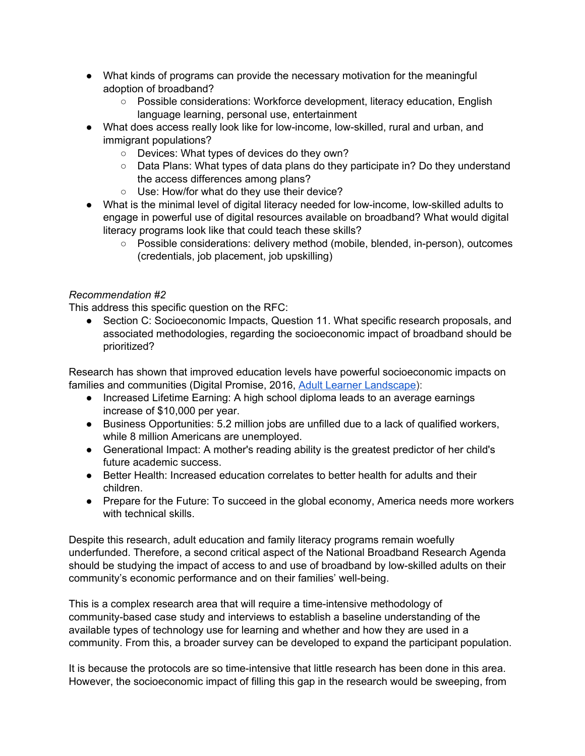- What kinds of programs can provide the necessary motivation for the meaningful adoption of broadband?
    - Possible considerations: Workforce development, literacy education, English language learning, personal use, entertainment
- What does access really look like for low-income, low-skilled, rural and urban, and immigrant populations?
    - Devices: What types of devices do they own?
    - Data Plans: What types of data plans do they participate in? Do they understand the access differences among plans?
    - Use: How/for what do they use their device?
- What is the minimal level of digital literacy needed for low-income, low-skilled adults to engage in powerful use of digital resources available on broadband? What would digital literacy programs look like that could teach these skills?
    - Possible considerations: delivery method (mobile, blended, in-person), outcomes (credentials, job placement, job upskilling)

*Recommendation #2*

This address this specific question on the RFC:

- Section C: Socioeconomic Impacts, Question 11. What specific research proposals, and associated methodologies, regarding the socioeconomic impact of broadband should be prioritized?

Research has shown that improved education levels have powerful socioeconomic impacts on families and communities (Digital Promise, 2016, [Adult Learner Landscape]):

- Increased Lifetime Earning: A high school diploma leads to an average earnings increase of $10,000 per year.
- Business Opportunities: 5.2 million jobs are unfilled due to a lack of qualified workers, while 8 million Americans are unemployed.
- Generational Impact: A mother's reading ability is the greatest predictor of her child's future academic success.
- Better Health: Increased education correlates to better health for adults and their children.
- Prepare for the Future: To succeed in the global economy, America needs more workers with technical skills.

Despite this research, adult education and family literacy programs remain woefully underfunded. Therefore, a second critical aspect of the National Broadband Research Agenda should be studying the impact of access to and use of broadband by low-skilled adults on their community's economic performance and on their families' well-being.

This is a complex research area that will require a time-intensive methodology of community-based case study and interviews to establish a baseline understanding of the available types of technology use for learning and whether and how they are used in a community. From this, a broader survey can be developed to expand the participant population.

It is because the protocols are so time-intensive that little research has been done in this area. However, the socioeconomic impact of filling this gap in the research would be sweeping, from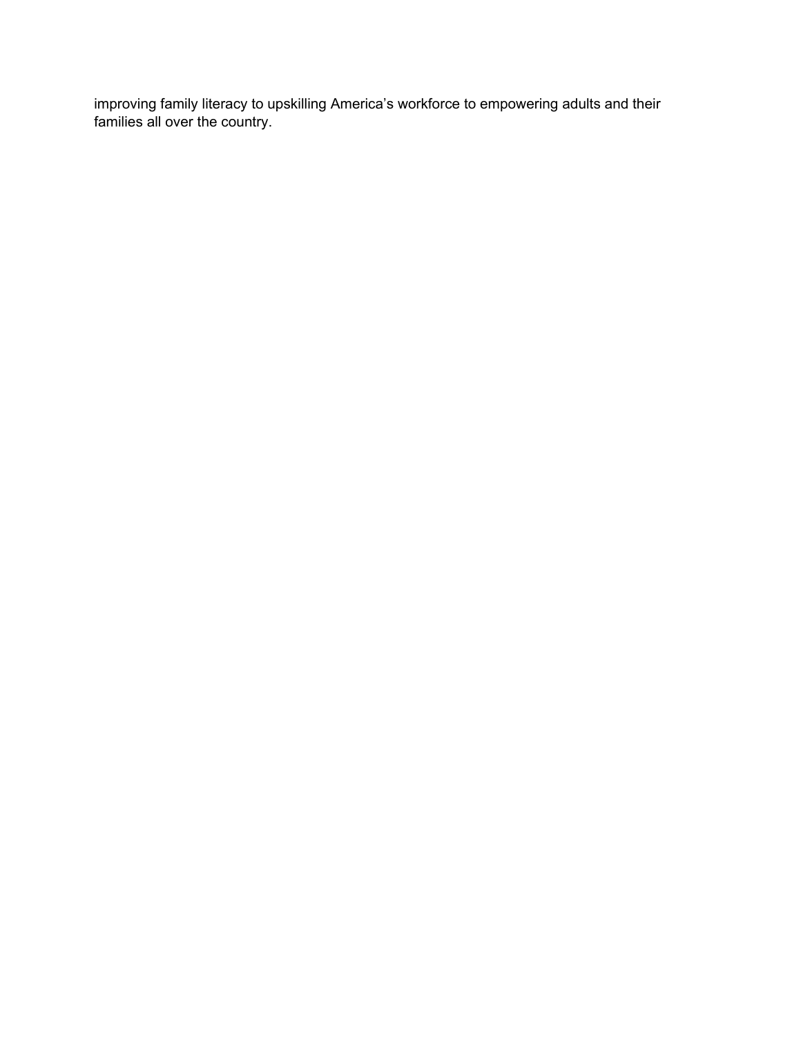improving family literacy to upskilling America's workforce to empowering adults and their families all over the country.